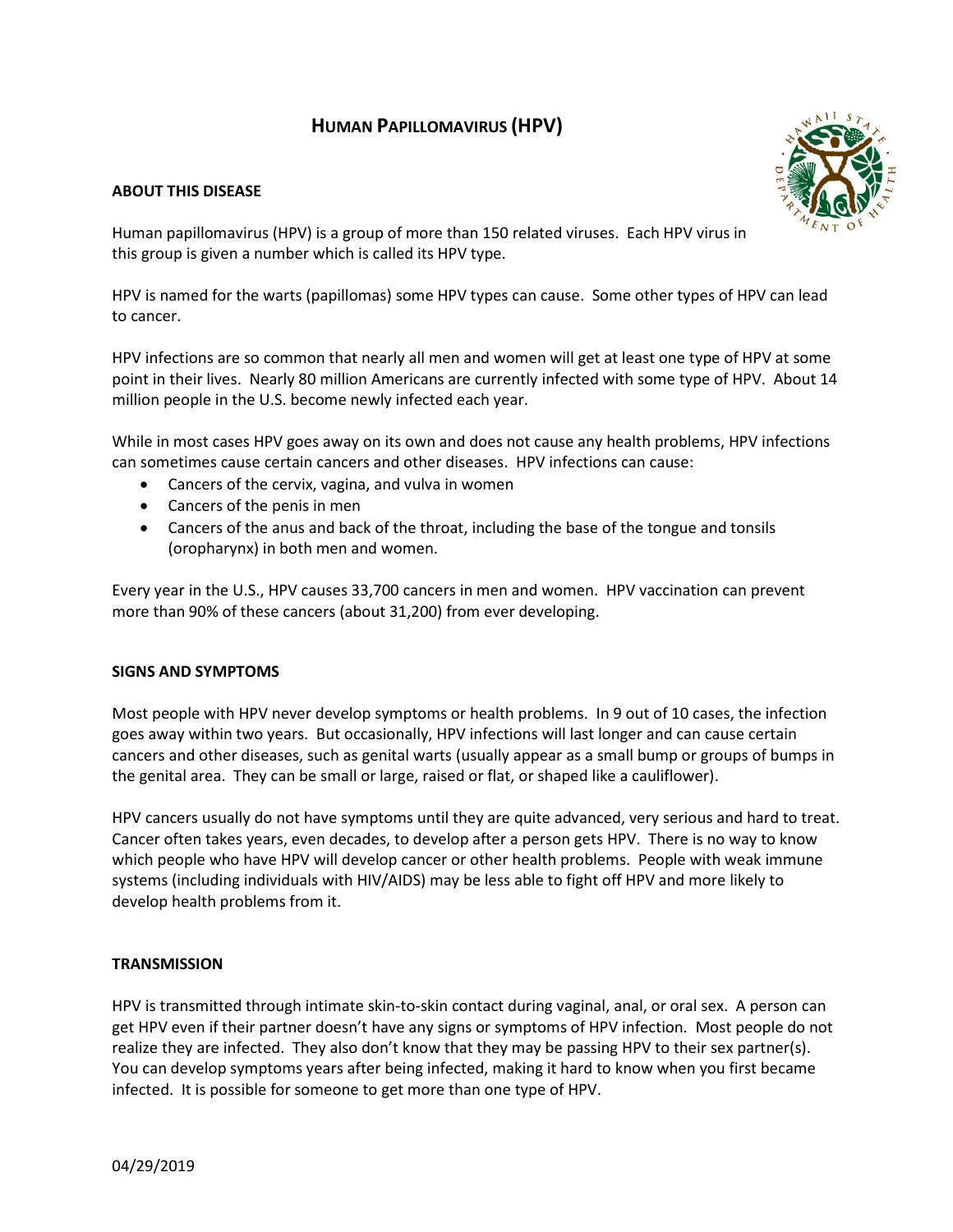# Human Papillomavirus (HPV)

## ABOUT THIS DISEASE

Human papillomavirus (HPV) is a group of more than 150 related viruses. Each HPV virus in this group is given a number which is called its HPV type.

HPV is named for the warts (papillomas) some HPV types can cause. Some other types of HPV can lead to cancer.

HPV infections are so common that nearly all men and women will get at least one type of HPV at some point in their lives. Nearly 80 million Americans are currently infected with some type of HPV. About 14 million people in the U.S. become newly infected each year.

While in most cases HPV goes away on its own and does not cause any health problems, HPV infections can sometimes cause certain cancers and other diseases. HPV infections can cause:

- Cancers of the cervix, vagina, and vulva in women
- Cancers of the penis in men
- Cancers of the anus and back of the throat, including the base of the tongue and tonsils (oropharynx) in both men and women.

Every year in the U.S., HPV causes 33,700 cancers in men and women. HPV vaccination can prevent more than 90% of these cancers (about 31,200) from ever developing.

## SIGNS AND SYMPTOMS

Most people with HPV never develop symptoms or health problems. In 9 out of 10 cases, the infection goes away within two years. But occasionally, HPV infections will last longer and can cause certain cancers and other diseases, such as genital warts (usually appear as a small bump or groups of bumps in the genital area. They can be small or large, raised or flat, or shaped like a cauliflower).

HPV cancers usually do not have symptoms until they are quite advanced, very serious and hard to treat. Cancer often takes years, even decades, to develop after a person gets HPV. There is no way to know which people who have HPV will develop cancer or other health problems. People with weak immune systems (including individuals with HIV/AIDS) may be less able to fight off HPV and more likely to develop health problems from it.

## TRANSMISSION

HPV is transmitted through intimate skin-to-skin contact during vaginal, anal, or oral sex. A person can get HPV even if their partner doesn't have any signs or symptoms of HPV infection. Most people do not realize they are infected. They also don't know that they may be passing HPV to their sex partner(s). You can develop symptoms years after being infected, making it hard to know when you first became infected. It is possible for someone to get more than one type of HPV.

04/29/2019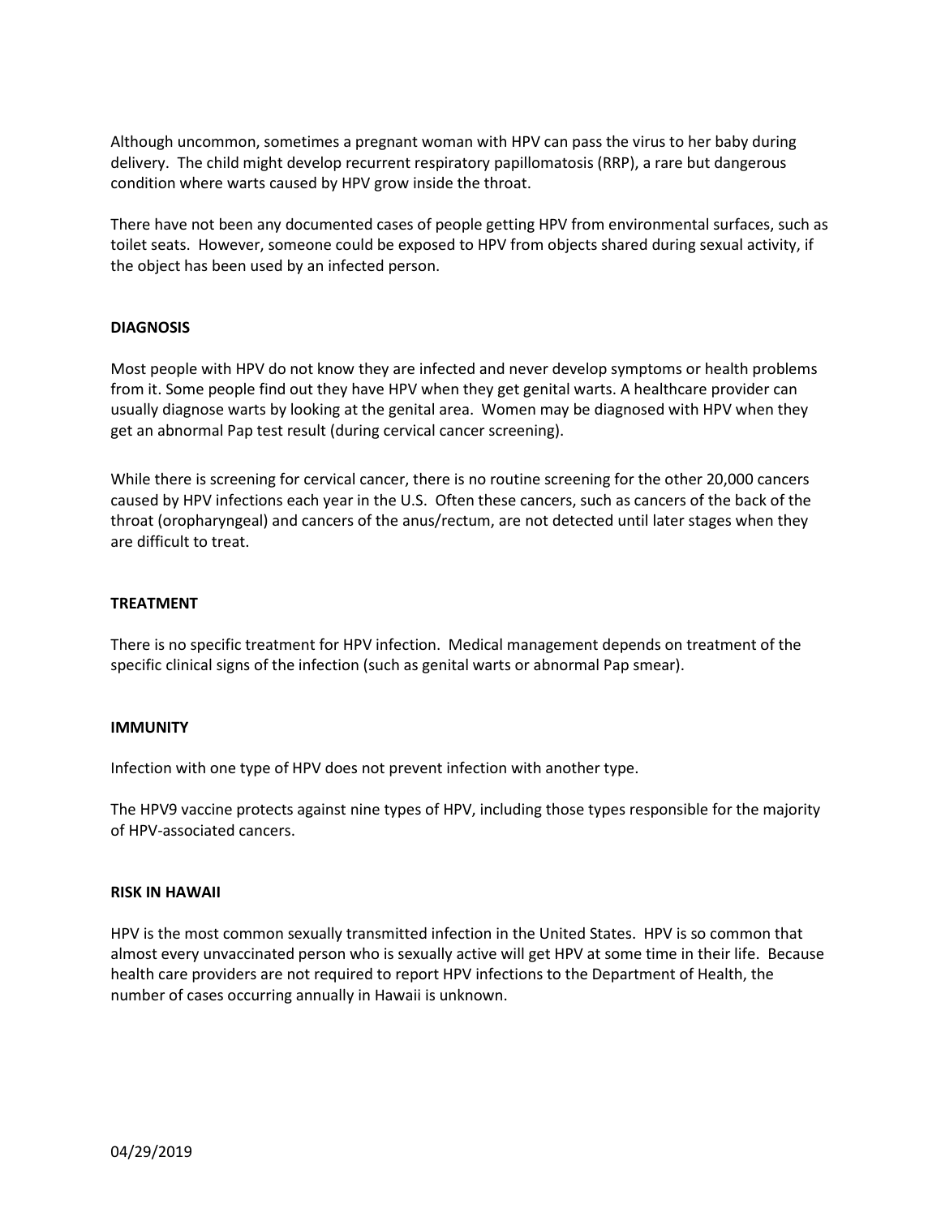Although uncommon, sometimes a pregnant woman with HPV can pass the virus to her baby during delivery. The child might develop recurrent respiratory papillomatosis (RRP), a rare but dangerous condition where warts caused by HPV grow inside the throat.

There have not been any documented cases of people getting HPV from environmental surfaces, such as toilet seats. However, someone could be exposed to HPV from objects shared during sexual activity, if the object has been used by an infected person.

## DIAGNOSIS

Most people with HPV do not know they are infected and never develop symptoms or health problems from it. Some people find out they have HPV when they get genital warts. A healthcare provider can usually diagnose warts by looking at the genital area. Women may be diagnosed with HPV when they get an abnormal Pap test result (during cervical cancer screening).

While there is screening for cervical cancer, there is no routine screening for the other 20,000 cancers caused by HPV infections each year in the U.S. Often these cancers, such as cancers of the back of the throat (oropharyngeal) and cancers of the anus/rectum, are not detected until later stages when they are difficult to treat.

## TREATMENT

There is no specific treatment for HPV infection. Medical management depends on treatment of the specific clinical signs of the infection (such as genital warts or abnormal Pap smear).

## IMMUNITY

Infection with one type of HPV does not prevent infection with another type.

The HPV9 vaccine protects against nine types of HPV, including those types responsible for the majority of HPV-associated cancers.

## RISK IN HAWAII

HPV is the most common sexually transmitted infection in the United States. HPV is so common that almost every unvaccinated person who is sexually active will get HPV at some time in their life. Because health care providers are not required to report HPV infections to the Department of Health, the number of cases occurring annually in Hawaii is unknown.

04/29/2019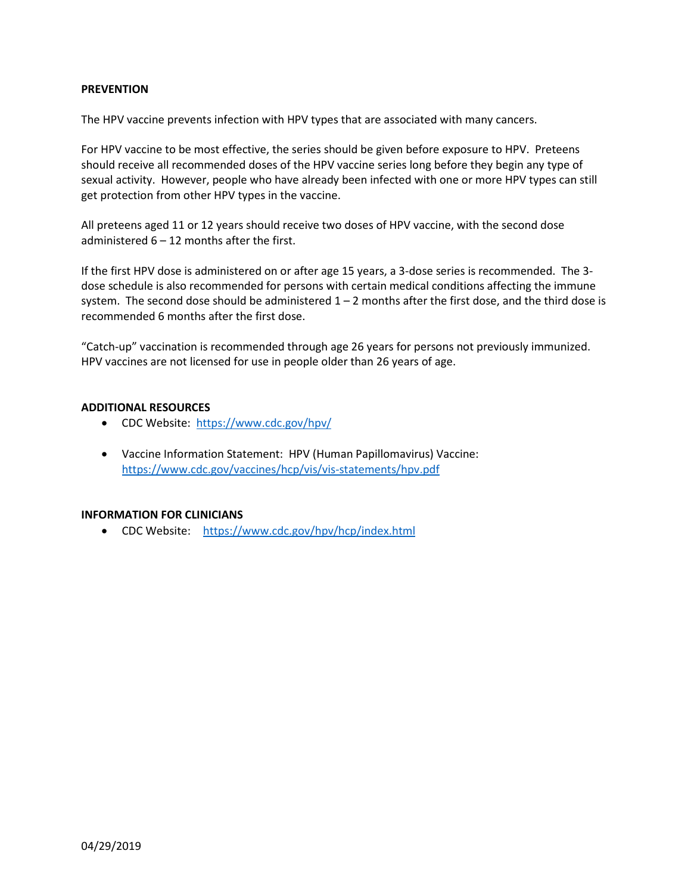## PREVENTION

The HPV vaccine prevents infection with HPV types that are associated with many cancers.

For HPV vaccine to be most effective, the series should be given before exposure to HPV. Preteens should receive all recommended doses of the HPV vaccine series long before they begin any type of sexual activity. However, people who have already been infected with one or more HPV types can still get protection from other HPV types in the vaccine.

All preteens aged 11 or 12 years should receive two doses of HPV vaccine, with the second dose administered 6 – 12 months after the first.

If the first HPV dose is administered on or after age 15 years, a 3-dose series is recommended. The 3-dose schedule is also recommended for persons with certain medical conditions affecting the immune system. The second dose should be administered 1 – 2 months after the first dose, and the third dose is recommended 6 months after the first dose.

"Catch-up" vaccination is recommended through age 26 years for persons not previously immunized. HPV vaccines are not licensed for use in people older than 26 years of age.

## ADDITIONAL RESOURCES

- CDC Website: https://www.cdc.gov/hpv/
- Vaccine Information Statement: HPV (Human Papillomavirus) Vaccine: https://www.cdc.gov/vaccines/hcp/vis/vis-statements/hpv.pdf

## INFORMATION FOR CLINICIANS

- CDC Website: https://www.cdc.gov/hpv/hcp/index.html

04/29/2019